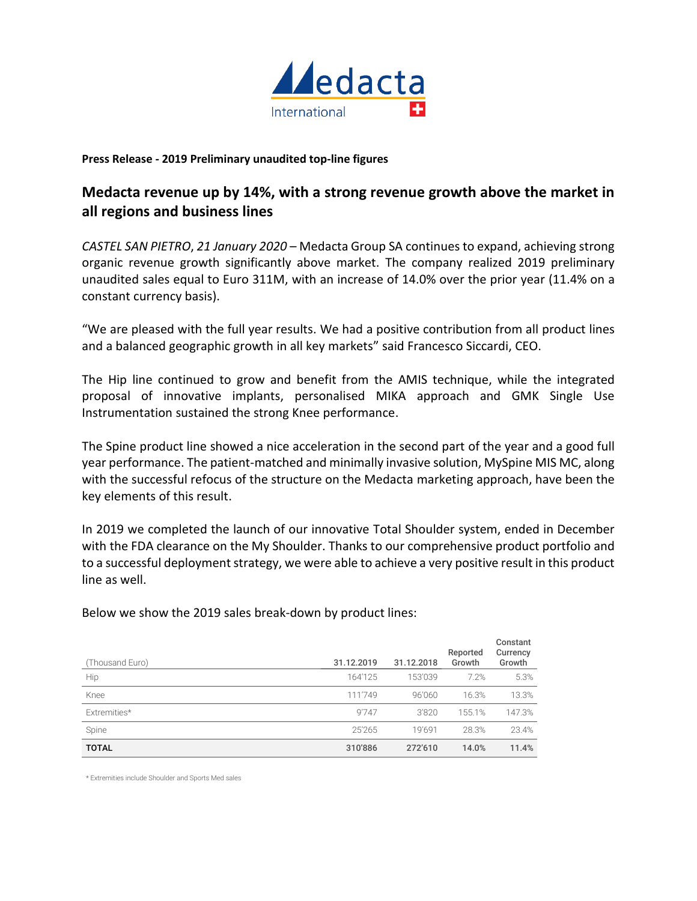Medacta International

**Press Release - 2019 Preliminary unaudited top-line figures**

## Medacta revenue up by 14%, with a strong revenue growth above the market in all regions and business lines

*CASTEL SAN PIETRO, 21 January 2020* – Medacta Group SA continues to expand, achieving strong organic revenue growth significantly above market. The company realized 2019 preliminary unaudited sales equal to Euro 311M, with an increase of 14.0% over the prior year (11.4% on a constant currency basis).

"We are pleased with the full year results. We had a positive contribution from all product lines and a balanced geographic growth in all key markets" said Francesco Siccardi, CEO.

The Hip line continued to grow and benefit from the AMIS technique, while the integrated proposal of innovative implants, personalised MIKA approach and GMK Single Use Instrumentation sustained the strong Knee performance.

The Spine product line showed a nice acceleration in the second part of the year and a good full year performance. The patient-matched and minimally invasive solution, MySpine MIS MC, along with the successful refocus of the structure on the Medacta marketing approach, have been the key elements of this result.

In 2019 we completed the launch of our innovative Total Shoulder system, ended in December with the FDA clearance on the My Shoulder. Thanks to our comprehensive product portfolio and to a successful deployment strategy, we were able to achieve a very positive result in this product line as well.

Below we show the 2019 sales break-down by product lines:

| (Thousand Euro) | 31.12.2019 | 31.12.2018 | Reported Growth | Constant Currency Growth |
|---|---|---|---|---|
| Hip | 164'125 | 153'039 | 7.2% | 5.3% |
| Knee | 111'749 | 96'060 | 16.3% | 13.3% |
| Extremities* | 9'747 | 3'820 | 155.1% | 147.3% |
| Spine | 25'265 | 19'691 | 28.3% | 23.4% |
| **TOTAL** | **310'886** | **272'610** | **14.0%** | **11.4%** |

* Extremities include Shoulder and Sports Med sales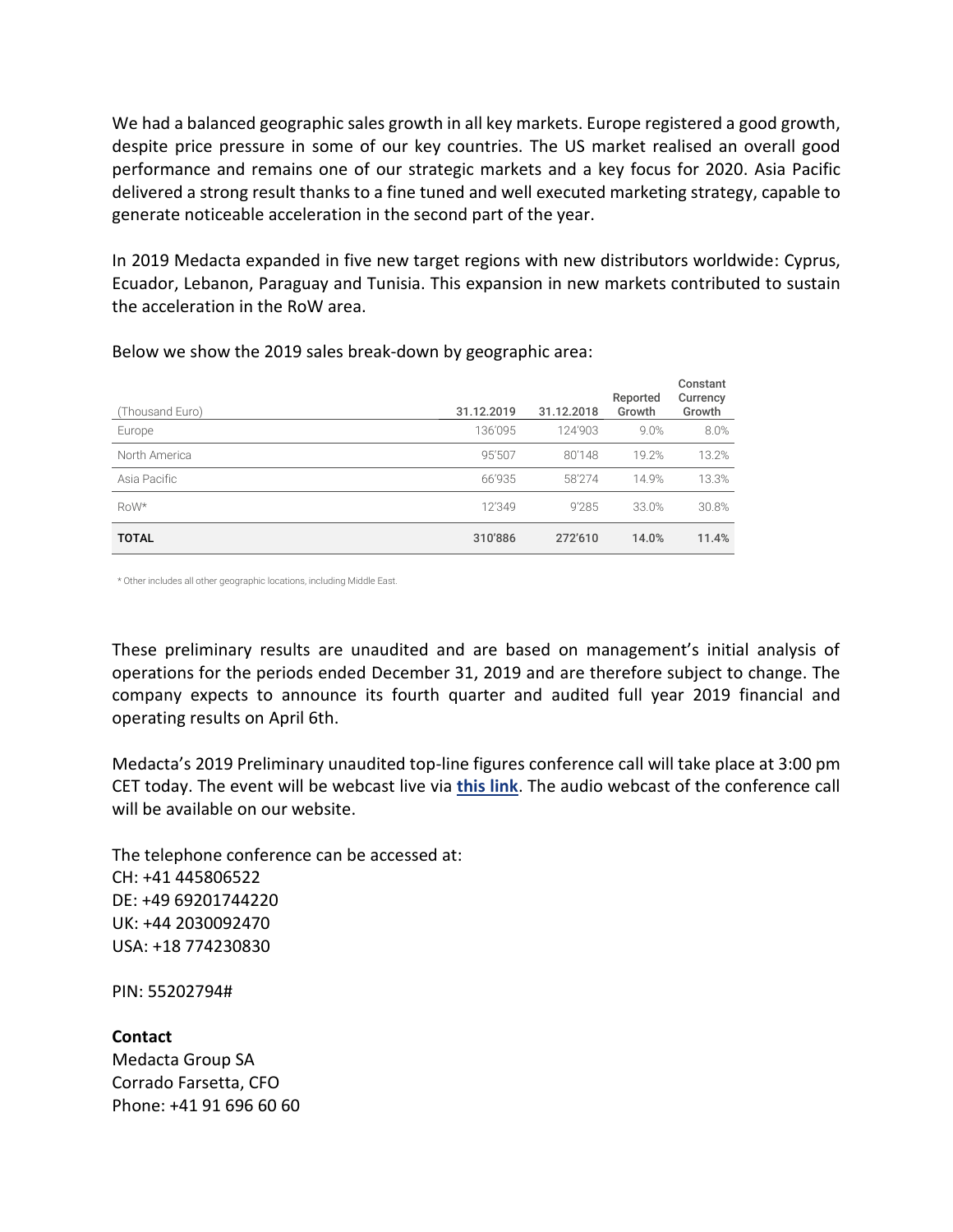We had a balanced geographic sales growth in all key markets. Europe registered a good growth, despite price pressure in some of our key countries. The US market realised an overall good performance and remains one of our strategic markets and a key focus for 2020. Asia Pacific delivered a strong result thanks to a fine tuned and well executed marketing strategy, capable to generate noticeable acceleration in the second part of the year.

In 2019 Medacta expanded in five new target regions with new distributors worldwide: Cyprus, Ecuador, Lebanon, Paraguay and Tunisia. This expansion in new markets contributed to sustain the acceleration in the RoW area.

Below we show the 2019 sales break-down by geographic area:

| (Thousand Euro) | 31.12.2019 | 31.12.2018 | Reported Growth | Constant Currency Growth |
|---|---|---|---|---|
| Europe | 136'095 | 124'903 | 9.0% | 8.0% |
| North America | 95'507 | 80'148 | 19.2% | 13.2% |
| Asia Pacific | 66'935 | 58'274 | 14.9% | 13.3% |
| RoW* | 12'349 | 9'285 | 33.0% | 30.8% |
| **TOTAL** | **310'886** | **272'610** | **14.0%** | **11.4%** |

* Other includes all other geographic locations, including Middle East.

These preliminary results are unaudited and are based on management's initial analysis of operations for the periods ended December 31, 2019 and are therefore subject to change. The company expects to announce its fourth quarter and audited full year 2019 financial and operating results on April 6th.

Medacta's 2019 Preliminary unaudited top-line figures conference call will take place at 3:00 pm CET today. The event will be webcast live via **this link**. The audio webcast of the conference call will be available on our website.

The telephone conference can be accessed at:
CH: +41 445806522
DE: +49 69201744220
UK: +44 2030092470
USA: +18 774230830

PIN: 55202794#

**Contact**
Medacta Group SA
Corrado Farsetta, CFO
Phone: +41 91 696 60 60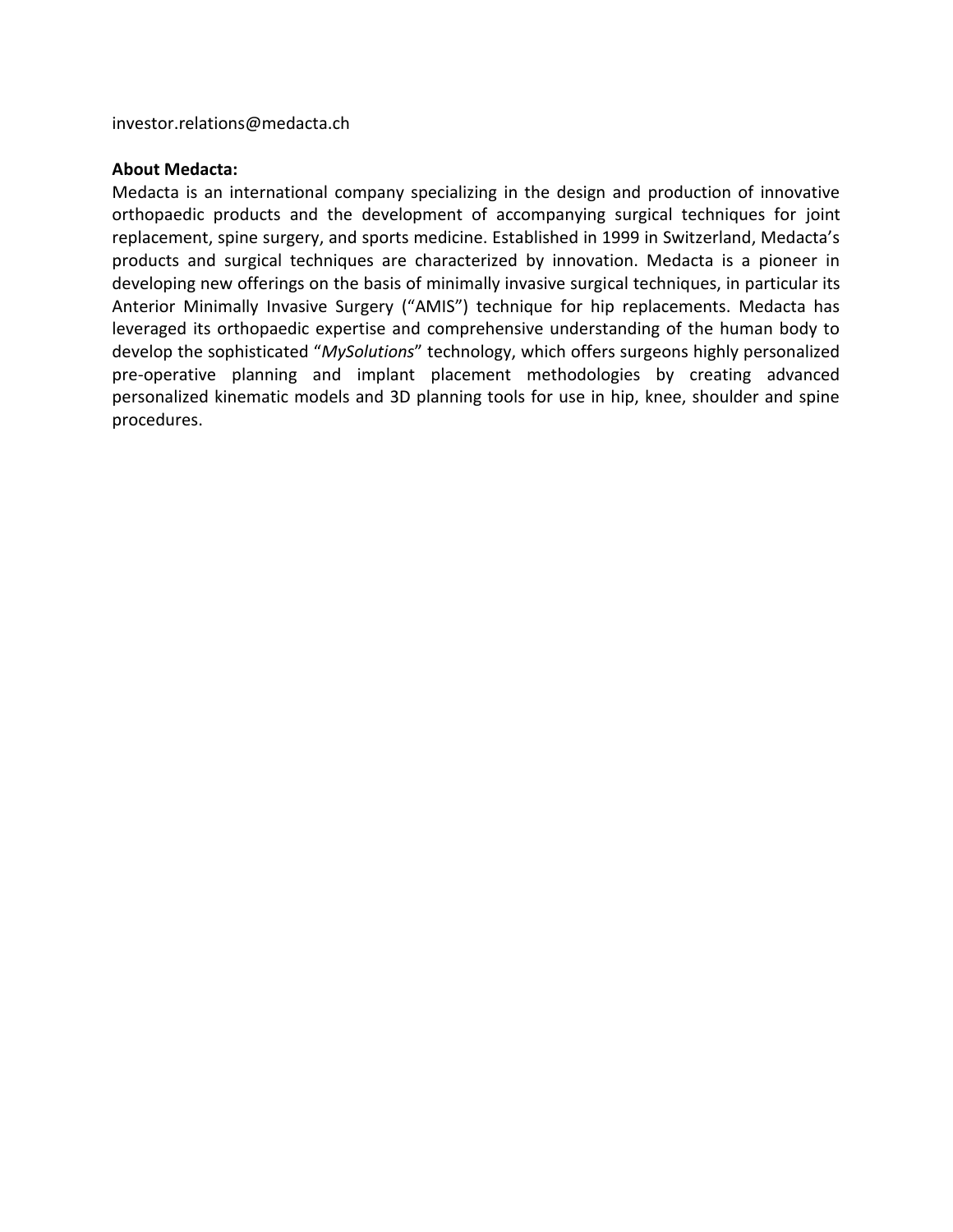investor.relations@medacta.ch

**About Medacta:**

Medacta is an international company specializing in the design and production of innovative orthopaedic products and the development of accompanying surgical techniques for joint replacement, spine surgery, and sports medicine. Established in 1999 in Switzerland, Medacta's products and surgical techniques are characterized by innovation. Medacta is a pioneer in developing new offerings on the basis of minimally invasive surgical techniques, in particular its Anterior Minimally Invasive Surgery ("AMIS") technique for hip replacements. Medacta has leveraged its orthopaedic expertise and comprehensive understanding of the human body to develop the sophisticated "*MySolutions*" technology, which offers surgeons highly personalized pre-operative planning and implant placement methodologies by creating advanced personalized kinematic models and 3D planning tools for use in hip, knee, shoulder and spine procedures.